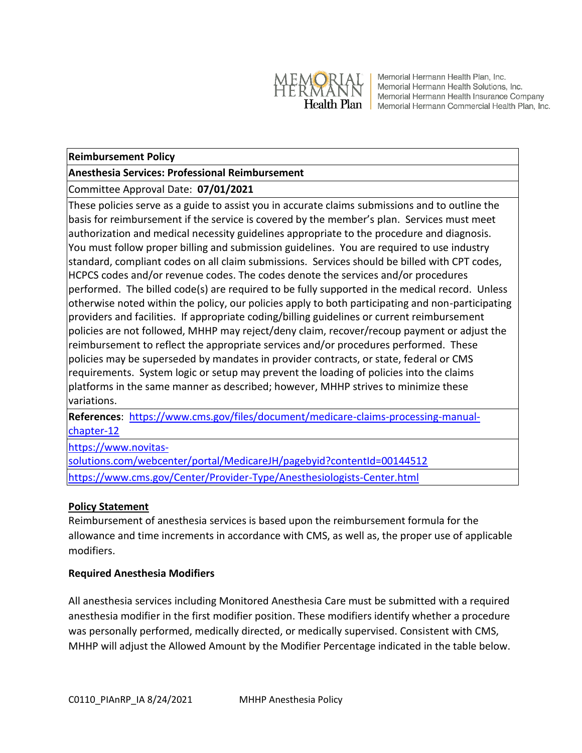Memorial Hermann Health Plan, Inc.
Memorial Hermann Health Solutions, Inc.
Memorial Hermann Health Insurance Company
Memorial Hermann Commercial Health Plan, Inc.

| **Reimbursement Policy** |
|---|
| **Anesthesia Services: Professional Reimbursement** |
| Committee Approval Date: **07/01/2021** |
| These policies serve as a guide to assist you in accurate claims submissions and to outline the basis for reimbursement if the service is covered by the member's plan. Services must meet authorization and medical necessity guidelines appropriate to the procedure and diagnosis. You must follow proper billing and submission guidelines. You are required to use industry standard, compliant codes on all claim submissions. Services should be billed with CPT codes, HCPCS codes and/or revenue codes. The codes denote the services and/or procedures performed. The billed code(s) are required to be fully supported in the medical record. Unless otherwise noted within the policy, our policies apply to both participating and non-participating providers and facilities. If appropriate coding/billing guidelines or current reimbursement policies are not followed, MHHP may reject/deny claim, recover/recoup payment or adjust the reimbursement to reflect the appropriate services and/or procedures performed. These policies may be superseded by mandates in provider contracts, or state, federal or CMS requirements. System logic or setup may prevent the loading of policies into the claims platforms in the same manner as described; however, MHHP strives to minimize these variations. |
| **References**: https://www.cms.gov/files/document/medicare-claims-processing-manual-chapter-12 |
| https://www.novitas-solutions.com/webcenter/portal/MedicareJH/pagebyid?contentId=00144512 |
| https://www.cms.gov/Center/Provider-Type/Anesthesiologists-Center.html |

## Policy Statement

Reimbursement of anesthesia services is based upon the reimbursement formula for the allowance and time increments in accordance with CMS, as well as, the proper use of applicable modifiers.

### Required Anesthesia Modifiers

All anesthesia services including Monitored Anesthesia Care must be submitted with a required anesthesia modifier in the first modifier position. These modifiers identify whether a procedure was personally performed, medically directed, or medically supervised. Consistent with CMS, MHHP will adjust the Allowed Amount by the Modifier Percentage indicated in the table below.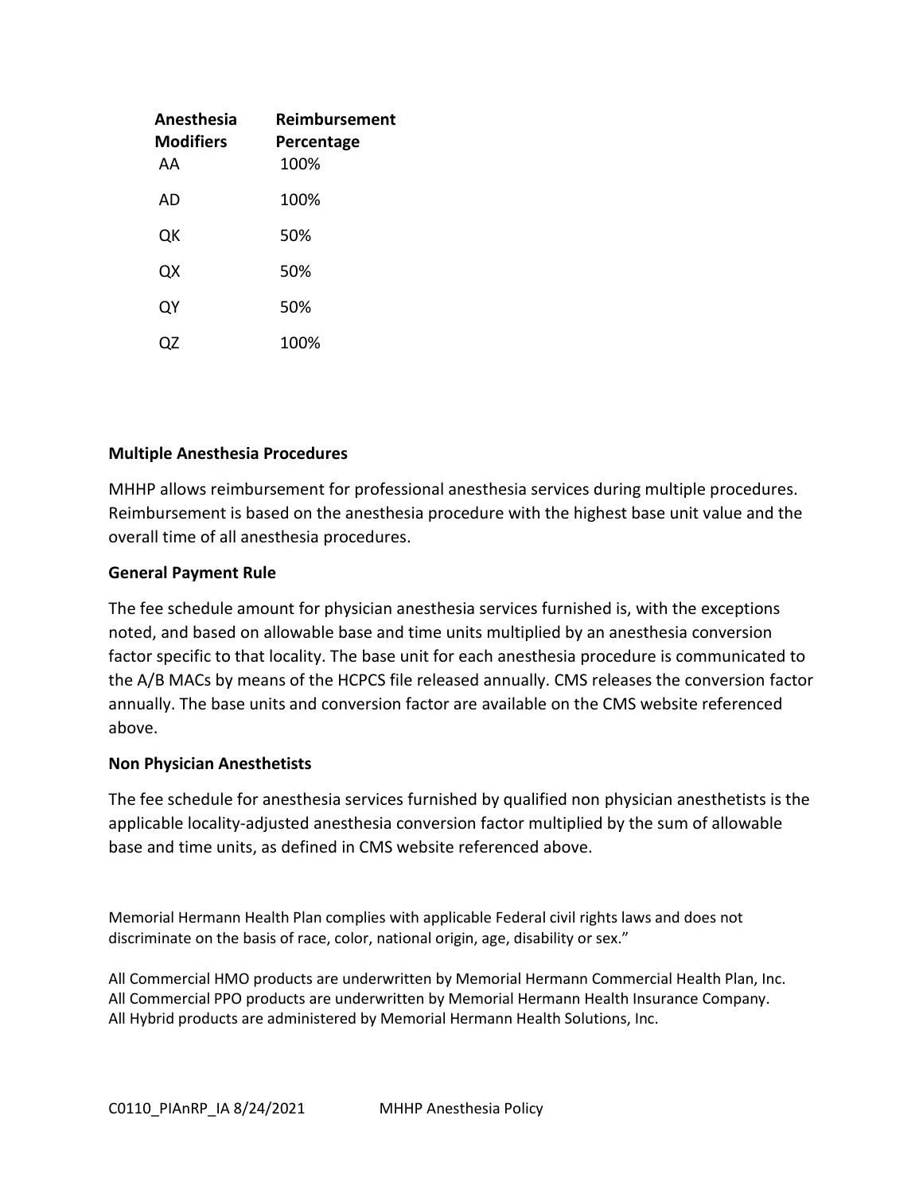| Anesthesia Modifiers | Reimbursement Percentage |
|---|---|
| AA | 100% |
| AD | 100% |
| QK | 50% |
| QX | 50% |
| QY | 50% |
| QZ | 100% |

**Multiple Anesthesia Procedures**

MHHP allows reimbursement for professional anesthesia services during multiple procedures. Reimbursement is based on the anesthesia procedure with the highest base unit value and the overall time of all anesthesia procedures.

**General Payment Rule**

The fee schedule amount for physician anesthesia services furnished is, with the exceptions noted, and based on allowable base and time units multiplied by an anesthesia conversion factor specific to that locality. The base unit for each anesthesia procedure is communicated to the A/B MACs by means of the HCPCS file released annually. CMS releases the conversion factor annually. The base units and conversion factor are available on the CMS website referenced above.

**Non Physician Anesthetists**

The fee schedule for anesthesia services furnished by qualified non physician anesthetists is the applicable locality-adjusted anesthesia conversion factor multiplied by the sum of allowable base and time units, as defined in CMS website referenced above.

Memorial Hermann Health Plan complies with applicable Federal civil rights laws and does not discriminate on the basis of race, color, national origin, age, disability or sex."

All Commercial HMO products are underwritten by Memorial Hermann Commercial Health Plan, Inc.
All Commercial PPO products are underwritten by Memorial Hermann Health Insurance Company.
All Hybrid products are administered by Memorial Hermann Health Solutions, Inc.